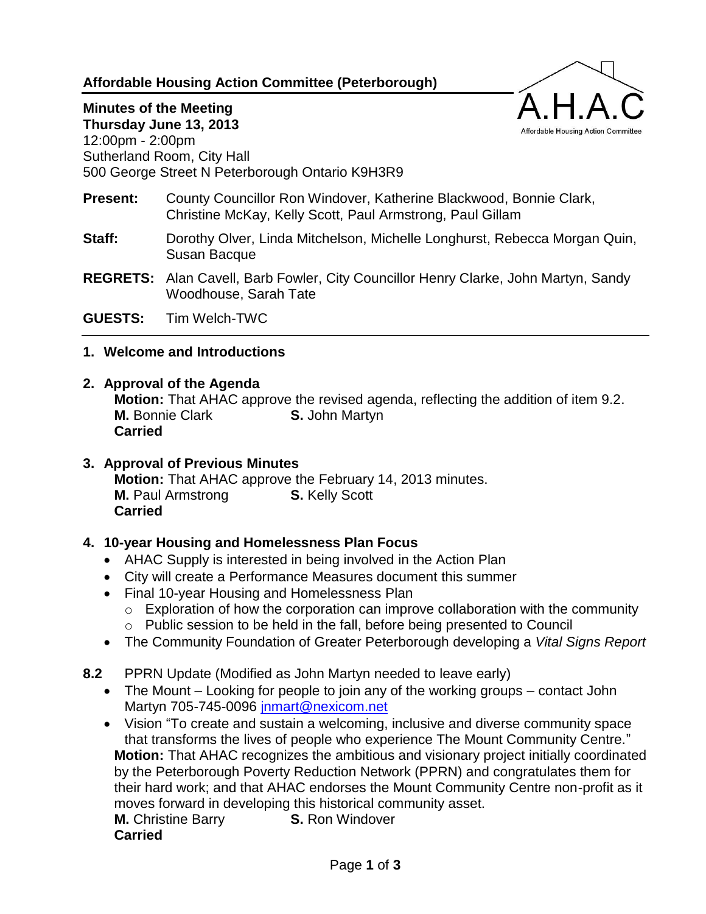# Affordable Housing Action Committee (Peterborough)

**Minutes of the Meeting**
**Thursday June 13, 2013**
12:00pm - 2:00pm
Sutherland Room, City Hall
500 George Street N Peterborough Ontario K9H3R9

**Present:** County Councillor Ron Windover, Katherine Blackwood, Bonnie Clark, Christine McKay, Kelly Scott, Paul Armstrong, Paul Gillam

**Staff:** Dorothy Olver, Linda Mitchelson, Michelle Longhurst, Rebecca Morgan Quin, Susan Bacque

**REGRETS:** Alan Cavell, Barb Fowler, City Councillor Henry Clarke, John Martyn, Sandy Woodhouse, Sarah Tate

**GUESTS:** Tim Welch-TWC

---

## 1. Welcome and Introductions

## 2. Approval of the Agenda

**Motion:** That AHAC approve the revised agenda, reflecting the addition of item 9.2.
**M.** Bonnie Clark **S.** John Martyn
**Carried**

## 3. Approval of Previous Minutes

**Motion:** That AHAC approve the February 14, 2013 minutes.
**M.** Paul Armstrong **S.** Kelly Scott
**Carried**

## 4. 10-year Housing and Homelessness Plan Focus

- AHAC Supply is interested in being involved in the Action Plan
- City will create a Performance Measures document this summer
- Final 10-year Housing and Homelessness Plan
  - Exploration of how the corporation can improve collaboration with the community
  - Public session to be held in the fall, before being presented to Council
- The Community Foundation of Greater Peterborough developing a *Vital Signs Report*

**8.2** PPRN Update (Modified as John Martyn needed to leave early)

- The Mount – Looking for people to join any of the working groups – contact John Martyn 705-745-0096 jnmart@nexicom.net
- Vision "To create and sustain a welcoming, inclusive and diverse community space that transforms the lives of people who experience The Mount Community Centre."

**Motion:** That AHAC recognizes the ambitious and visionary project initially coordinated by the Peterborough Poverty Reduction Network (PPRN) and congratulates them for their hard work; and that AHAC endorses the Mount Community Centre non-profit as it moves forward in developing this historical community asset.
**M.** Christine Barry **S.** Ron Windover
**Carried**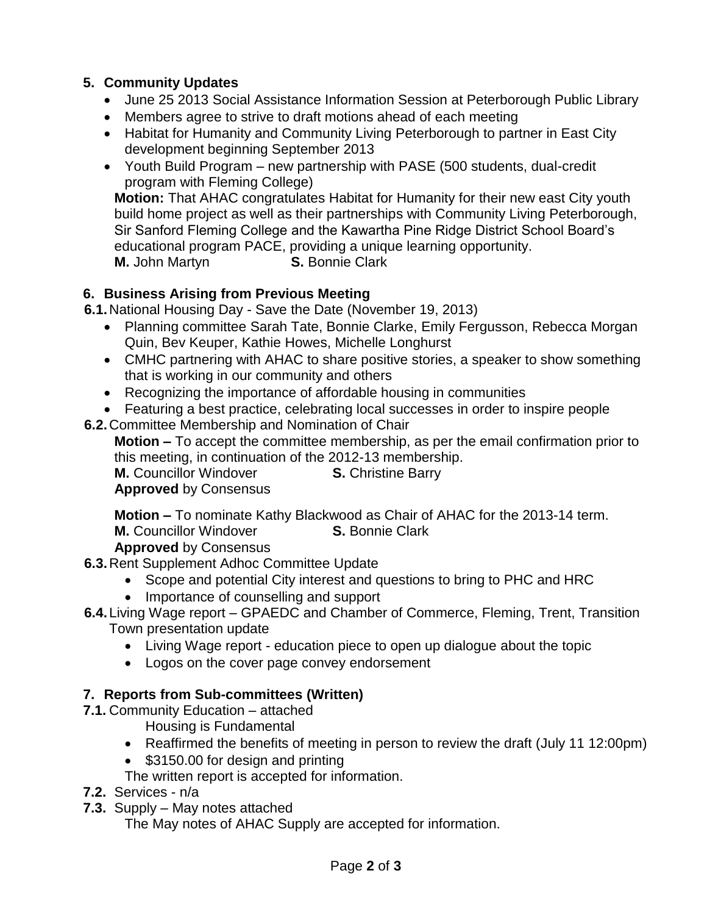## 5. Community Updates

- June 25 2013 Social Assistance Information Session at Peterborough Public Library
- Members agree to strive to draft motions ahead of each meeting
- Habitat for Humanity and Community Living Peterborough to partner in East City development beginning September 2013
- Youth Build Program – new partnership with PASE (500 students, dual-credit program with Fleming College)

  **Motion:** That AHAC congratulates Habitat for Humanity for their new east City youth build home project as well as their partnerships with Community Living Peterborough, Sir Sanford Fleming College and the Kawartha Pine Ridge District School Board's educational program PACE, providing a unique learning opportunity.
  **M.** John Martyn **S.** Bonnie Clark

## 6. Business Arising from Previous Meeting

**6.1.** National Housing Day - Save the Date (November 19, 2013)

- Planning committee Sarah Tate, Bonnie Clarke, Emily Fergusson, Rebecca Morgan Quin, Bev Keuper, Kathie Howes, Michelle Longhurst
- CMHC partnering with AHAC to share positive stories, a speaker to show something that is working in our community and others
- Recognizing the importance of affordable housing in communities
- Featuring a best practice, celebrating local successes in order to inspire people

**6.2.** Committee Membership and Nomination of Chair

**Motion –** To accept the committee membership, as per the email confirmation prior to this meeting, in continuation of the 2012-13 membership.
**M.** Councillor Windover **S.** Christine Barry
**Approved** by Consensus

**Motion –** To nominate Kathy Blackwood as Chair of AHAC for the 2013-14 term.
**M.** Councillor Windover **S.** Bonnie Clark
**Approved** by Consensus

**6.3.** Rent Supplement Adhoc Committee Update

- Scope and potential City interest and questions to bring to PHC and HRC
- Importance of counselling and support

**6.4.** Living Wage report – GPAEDC and Chamber of Commerce, Fleming, Trent, Transition Town presentation update

- Living Wage report - education piece to open up dialogue about the topic
- Logos on the cover page convey endorsement

## 7. Reports from Sub-committees (Written)

**7.1.** Community Education – attached

Housing is Fundamental

- Reaffirmed the benefits of meeting in person to review the draft (July 11 12:00pm)
- \$3150.00 for design and printing

The written report is accepted for information.

**7.2.** Services - n/a

**7.3.** Supply – May notes attached

The May notes of AHAC Supply are accepted for information.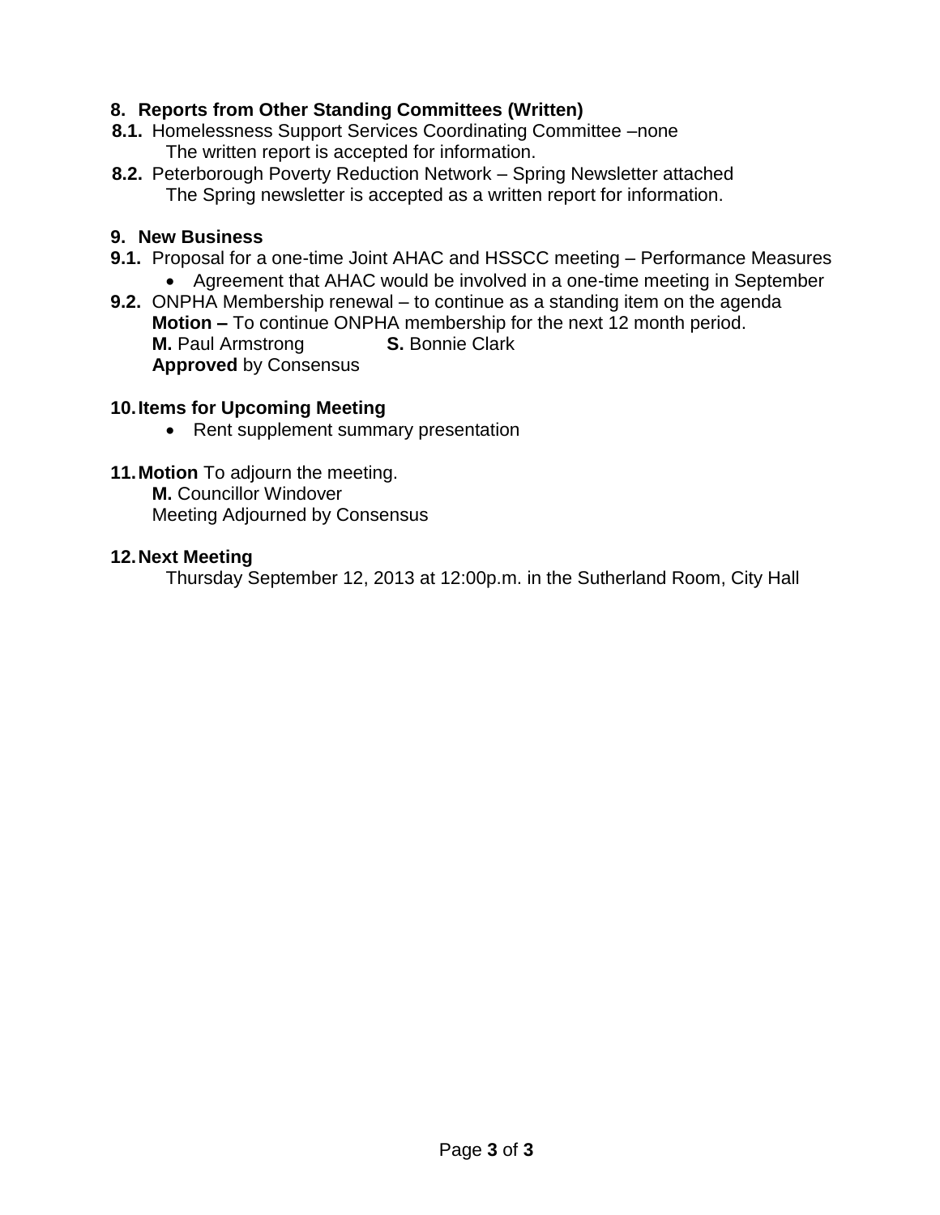## 8. Reports from Other Standing Committees (Written)

**8.1.** Homelessness Support Services Coordinating Committee –none
The written report is accepted for information.

**8.2.** Peterborough Poverty Reduction Network – Spring Newsletter attached
The Spring newsletter is accepted as a written report for information.

## 9. New Business

**9.1.** Proposal for a one-time Joint AHAC and HSSCC meeting – Performance Measures

- Agreement that AHAC would be involved in a one-time meeting in September

**9.2.** ONPHA Membership renewal – to continue as a standing item on the agenda
**Motion –** To continue ONPHA membership for the next 12 month period.
**M.** Paul Armstrong **S.** Bonnie Clark
**Approved** by Consensus

## 10. Items for Upcoming Meeting

- Rent supplement summary presentation

## 11. Motion To adjourn the meeting.

**M.** Councillor Windover
Meeting Adjourned by Consensus

## 12. Next Meeting

Thursday September 12, 2013 at 12:00p.m. in the Sutherland Room, City Hall